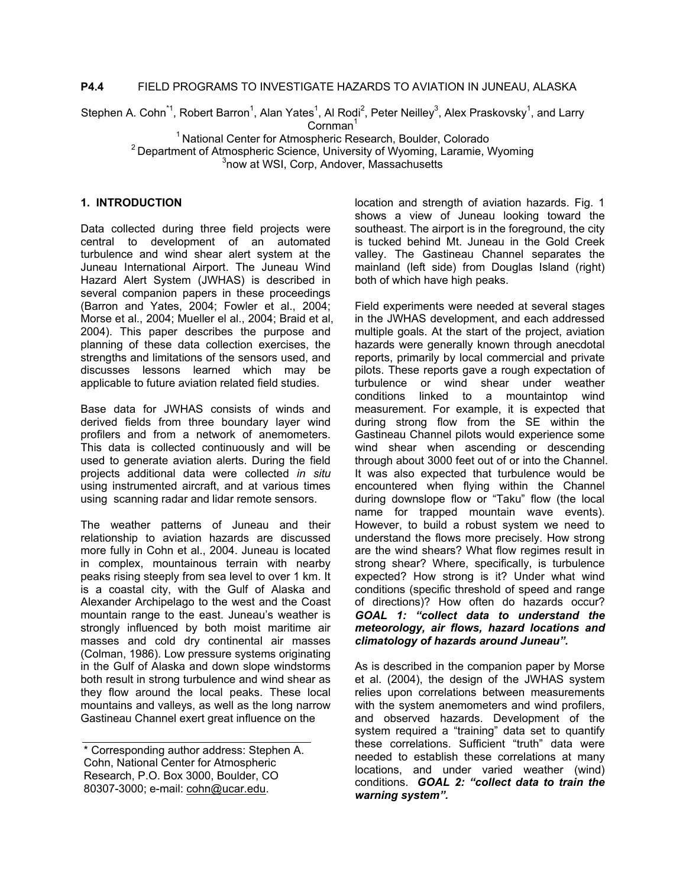**P4.4** FIELD PROGRAMS TO INVESTIGATE HAZARDS TO AVIATION IN JUNEAU, ALASKA

Stephen A. Cohn*[1], Robert Barron[1], Alan Yates[1], Al Rodi[2], Peter Neilley[3], Alex Praskovsky[1], and Larry Cornman[1]

[1] National Center for Atmospheric Research, Boulder, Colorado
[2] Department of Atmospheric Science, University of Wyoming, Laramie, Wyoming
[3] now at WSI, Corp, Andover, Massachusetts

## 1. INTRODUCTION

Data collected during three field projects were central to development of an automated turbulence and wind shear alert system at the Juneau International Airport. The Juneau Wind Hazard Alert System (JWHAS) is described in several companion papers in these proceedings (Barron and Yates, 2004; Fowler et al., 2004; Morse et al., 2004; Mueller el al., 2004; Braid et al, 2004). This paper describes the purpose and planning of these data collection exercises, the strengths and limitations of the sensors used, and discusses lessons learned which may be applicable to future aviation related field studies.

Base data for JWHAS consists of winds and derived fields from three boundary layer wind profilers and from a network of anemometers. This data is collected continuously and will be used to generate aviation alerts. During the field projects additional data were collected *in situ* using instrumented aircraft, and at various times using scanning radar and lidar remote sensors.

The weather patterns of Juneau and their relationship to aviation hazards are discussed more fully in Cohn et al., 2004. Juneau is located in complex, mountainous terrain with nearby peaks rising steeply from sea level to over 1 km. It is a coastal city, with the Gulf of Alaska and Alexander Archipelago to the west and the Coast mountain range to the east. Juneau's weather is strongly influenced by both moist maritime air masses and cold dry continental air masses (Colman, 1986). Low pressure systems originating in the Gulf of Alaska and down slope windstorms both result in strong turbulence and wind shear as they flow around the local peaks. These local mountains and valleys, as well as the long narrow Gastineau Channel exert great influence on the location and strength of aviation hazards. Fig. 1 shows a view of Juneau looking toward the southeast. The airport is in the foreground, the city is tucked behind Mt. Juneau in the Gold Creek valley. The Gastineau Channel separates the mainland (left side) from Douglas Island (right) both of which have high peaks.

Field experiments were needed at several stages in the JWHAS development, and each addressed multiple goals. At the start of the project, aviation hazards were generally known through anecdotal reports, primarily by local commercial and private pilots. These reports gave a rough expectation of turbulence or wind shear under weather conditions linked to a mountaintop wind measurement. For example, it is expected that during strong flow from the SE within the Gastineau Channel pilots would experience some wind shear when ascending or descending through about 3000 feet out of or into the Channel. It was also expected that turbulence would be encountered when flying within the Channel during downslope flow or "Taku" flow (the local name for trapped mountain wave events). However, to build a robust system we need to understand the flows more precisely. How strong are the wind shears? What flow regimes result in strong shear? Where, specifically, is turbulence expected? How strong is it? Under what wind conditions (specific threshold of speed and range of directions)? How often do hazards occur? ***GOAL 1: "collect data to understand the meteorology, air flows, hazard locations and climatology of hazards around Juneau".***

As is described in the companion paper by Morse et al. (2004), the design of the JWHAS system relies upon correlations between measurements with the system anemometers and wind profilers, and observed hazards. Development of the system required a "training" data set to quantify these correlations. Sufficient "truth" data were needed to establish these correlations at many locations, and under varied weather (wind) conditions. ***GOAL 2: "collect data to train the warning system".***

---

\* Corresponding author address: Stephen A. Cohn, National Center for Atmospheric Research, P.O. Box 3000, Boulder, CO 80307-3000; e-mail: cohn@ucar.edu.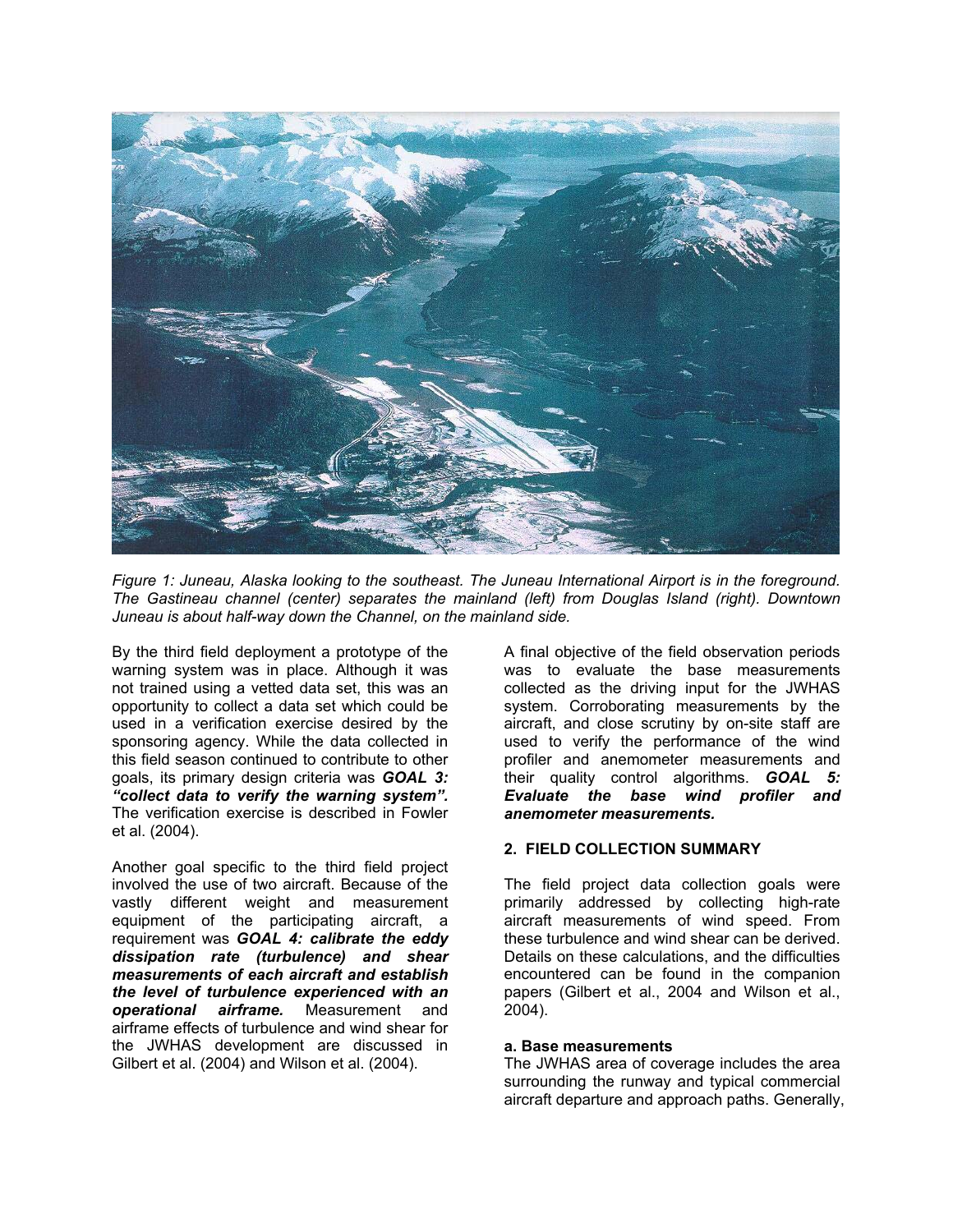*Figure 1: Juneau, Alaska looking to the southeast. The Juneau International Airport is in the foreground. The Gastineau channel (center) separates the mainland (left) from Douglas Island (right). Downtown Juneau is about half-way down the Channel, on the mainland side.*

By the third field deployment a prototype of the warning system was in place. Although it was not trained using a vetted data set, this was an opportunity to collect a data set which could be used in a verification exercise desired by the sponsoring agency. While the data collected in this field season continued to contribute to other goals, its primary design criteria was ***GOAL 3: "collect data to verify the warning system".*** The verification exercise is described in Fowler et al. (2004).

Another goal specific to the third field project involved the use of two aircraft. Because of the vastly different weight and measurement equipment of the participating aircraft, a requirement was ***GOAL 4: calibrate the eddy dissipation rate (turbulence) and shear measurements of each aircraft and establish the level of turbulence experienced with an operational airframe.*** Measurement and airframe effects of turbulence and wind shear for the JWHAS development are discussed in Gilbert et al. (2004) and Wilson et al. (2004).

A final objective of the field observation periods was to evaluate the base measurements collected as the driving input for the JWHAS system. Corroborating measurements by the aircraft, and close scrutiny by on-site staff are used to verify the performance of the wind profiler and anemometer measurements and their quality control algorithms. ***GOAL 5: Evaluate the base wind profiler and anemometer measurements.***

## 2. FIELD COLLECTION SUMMARY

The field project data collection goals were primarily addressed by collecting high-rate aircraft measurements of wind speed. From these turbulence and wind shear can be derived. Details on these calculations, and the difficulties encountered can be found in the companion papers (Gilbert et al., 2004 and Wilson et al., 2004).

### a. Base measurements

The JWHAS area of coverage includes the area surrounding the runway and typical commercial aircraft departure and approach paths. Generally,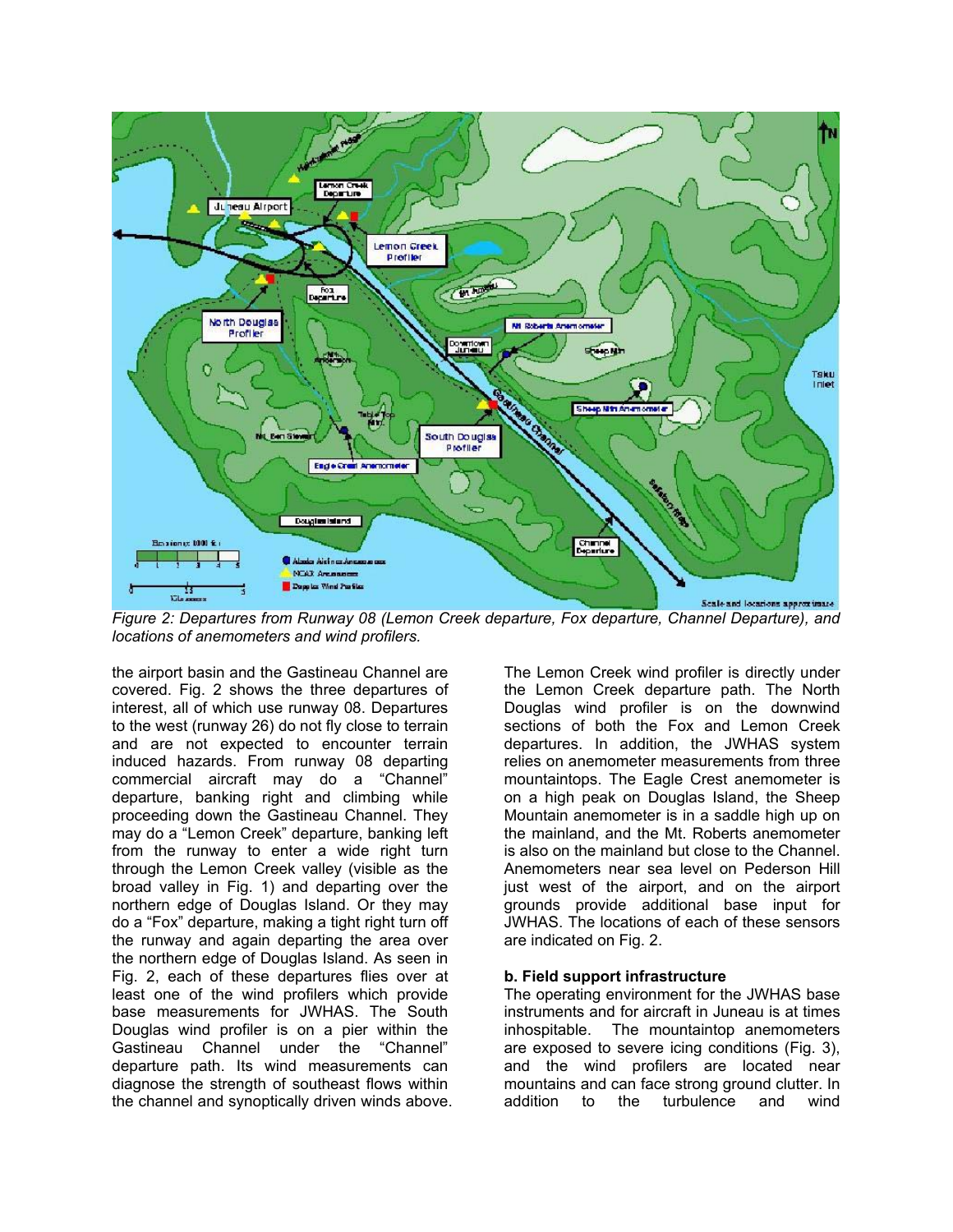*Figure 2: Departures from Runway 08 (Lemon Creek departure, Fox departure, Channel Departure), and locations of anemometers and wind profilers.*

the airport basin and the Gastineau Channel are covered. Fig. 2 shows the three departures of interest, all of which use runway 08. Departures to the west (runway 26) do not fly close to terrain and are not expected to encounter terrain induced hazards. From runway 08 departing commercial aircraft may do a "Channel" departure, banking right and climbing while proceeding down the Gastineau Channel. They may do a "Lemon Creek" departure, banking left from the runway to enter a wide right turn through the Lemon Creek valley (visible as the broad valley in Fig. 1) and departing over the northern edge of Douglas Island. Or they may do a "Fox" departure, making a tight right turn off the runway and again departing the area over the northern edge of Douglas Island. As seen in Fig. 2, each of these departures flies over at least one of the wind profilers which provide base measurements for JWHAS. The South Douglas wind profiler is on a pier within the Gastineau Channel under the "Channel" departure path. Its wind measurements can diagnose the strength of southeast flows within the channel and synoptically driven winds above.

The Lemon Creek wind profiler is directly under the Lemon Creek departure path. The North Douglas wind profiler is on the downwind sections of both the Fox and Lemon Creek departures. In addition, the JWHAS system relies on anemometer measurements from three mountaintops. The Eagle Crest anemometer is on a high peak on Douglas Island, the Sheep Mountain anemometer is in a saddle high up on the mainland, and the Mt. Roberts anemometer is also on the mainland but close to the Channel. Anemometers near sea level on Pederson Hill just west of the airport, and on the airport grounds provide additional base input for JWHAS. The locations of each of these sensors are indicated on Fig. 2.

**b. Field support infrastructure**

The operating environment for the JWHAS base instruments and for aircraft in Juneau is at times inhospitable. The mountaintop anemometers are exposed to severe icing conditions (Fig. 3), and the wind profilers are located near mountains and can face strong ground clutter. In addition to the turbulence and wind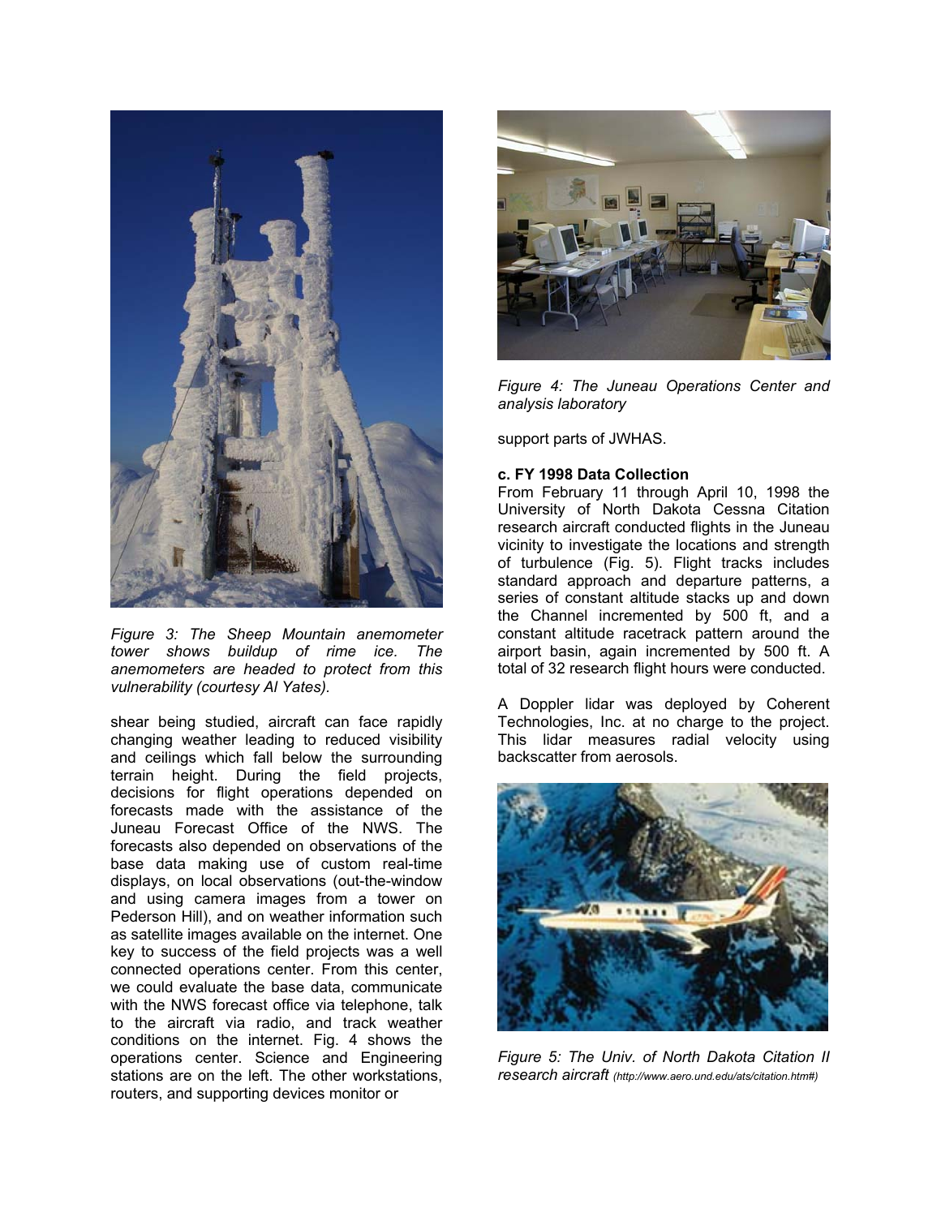*Figure 3: The Sheep Mountain anemometer tower shows buildup of rime ice. The anemometers are headed to protect from this vulnerability (courtesy Al Yates).*

shear being studied, aircraft can face rapidly changing weather leading to reduced visibility and ceilings which fall below the surrounding terrain height. During the field projects, decisions for flight operations depended on forecasts made with the assistance of the Juneau Forecast Office of the NWS. The forecasts also depended on observations of the base data making use of custom real-time displays, on local observations (out-the-window and using camera images from a tower on Pederson Hill), and on weather information such as satellite images available on the internet. One key to success of the field projects was a well connected operations center. From this center, we could evaluate the base data, communicate with the NWS forecast office via telephone, talk to the aircraft via radio, and track weather conditions on the internet. Fig. 4 shows the operations center. Science and Engineering stations are on the left. The other workstations, routers, and supporting devices monitor or support parts of JWHAS.

*Figure 4: The Juneau Operations Center and analysis laboratory*

**c. FY 1998 Data Collection**

From February 11 through April 10, 1998 the University of North Dakota Cessna Citation research aircraft conducted flights in the Juneau vicinity to investigate the locations and strength of turbulence (Fig. 5). Flight tracks includes standard approach and departure patterns, a series of constant altitude stacks up and down the Channel incremented by 500 ft, and a constant altitude racetrack pattern around the airport basin, again incremented by 500 ft. A total of 32 research flight hours were conducted.

A Doppler lidar was deployed by Coherent Technologies, Inc. at no charge to the project. This lidar measures radial velocity using backscatter from aerosols.

*Figure 5: The Univ. of North Dakota Citation II research aircraft (http://www.aero.und.edu/ats/citation.htm#)*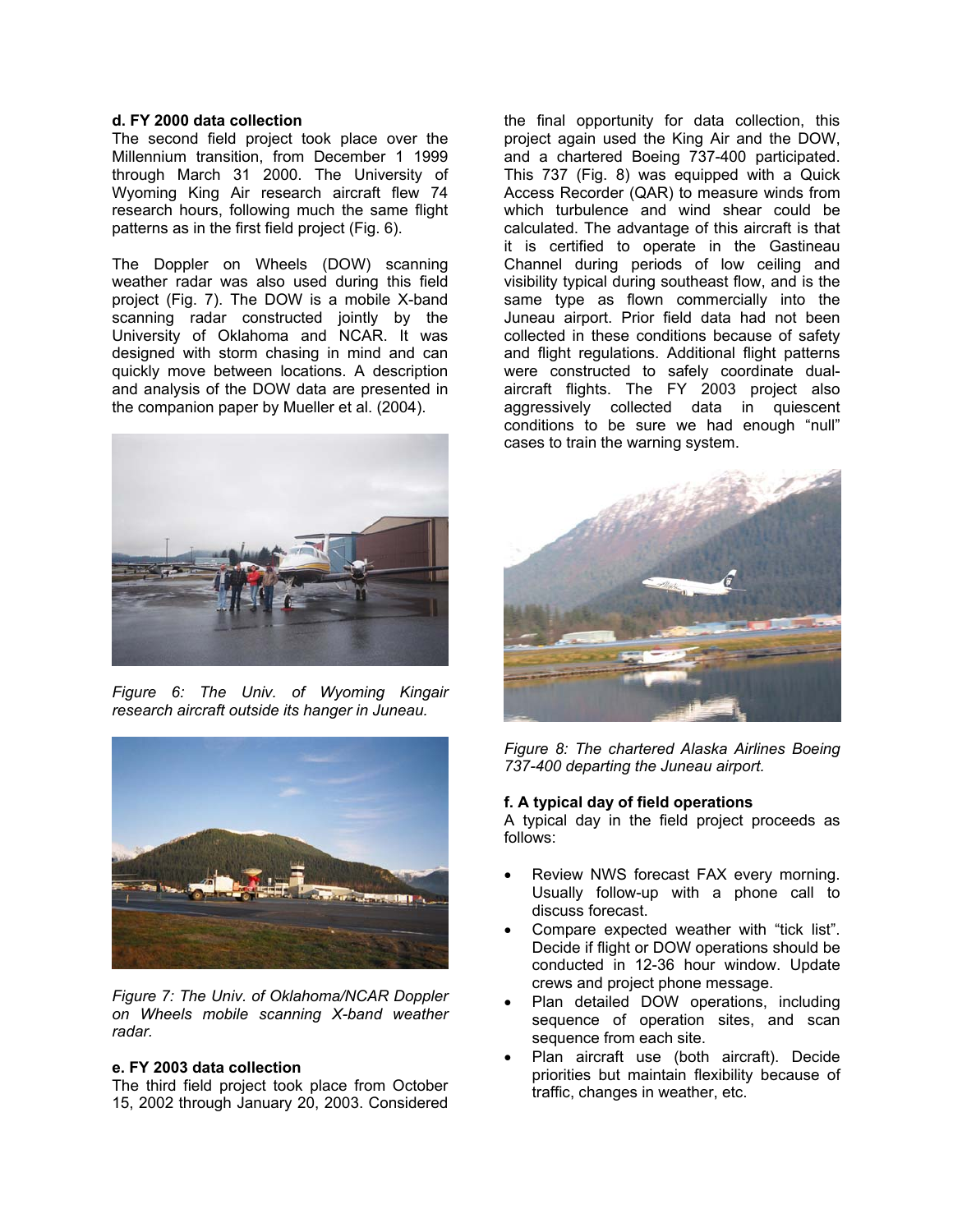**d. FY 2000 data collection**

The second field project took place over the Millennium transition, from December 1 1999 through March 31 2000. The University of Wyoming King Air research aircraft flew 74 research hours, following much the same flight patterns as in the first field project (Fig. 6).

The Doppler on Wheels (DOW) scanning weather radar was also used during this field project (Fig. 7). The DOW is a mobile X-band scanning radar constructed jointly by the University of Oklahoma and NCAR. It was designed with storm chasing in mind and can quickly move between locations. A description and analysis of the DOW data are presented in the companion paper by Mueller et al. (2004).

*Figure 6: The Univ. of Wyoming Kingair research aircraft outside its hanger in Juneau.*

*Figure 7: The Univ. of Oklahoma/NCAR Doppler on Wheels mobile scanning X-band weather radar.*

**e. FY 2003 data collection**

The third field project took place from October 15, 2002 through January 20, 2003. Considered the final opportunity for data collection, this project again used the King Air and the DOW, and a chartered Boeing 737-400 participated. This 737 (Fig. 8) was equipped with a Quick Access Recorder (QAR) to measure winds from which turbulence and wind shear could be calculated. The advantage of this aircraft is that it is certified to operate in the Gastineau Channel during periods of low ceiling and visibility typical during southeast flow, and is the same type as flown commercially into the Juneau airport. Prior field data had not been collected in these conditions because of safety and flight regulations. Additional flight patterns were constructed to safely coordinate dual-aircraft flights. The FY 2003 project also aggressively collected data in quiescent conditions to be sure we had enough "null" cases to train the warning system.

*Figure 8: The chartered Alaska Airlines Boeing 737-400 departing the Juneau airport.*

**f. A typical day of field operations**

A typical day in the field project proceeds as follows:

- Review NWS forecast FAX every morning. Usually follow-up with a phone call to discuss forecast.
- Compare expected weather with "tick list". Decide if flight or DOW operations should be conducted in 12-36 hour window. Update crews and project phone message.
- Plan detailed DOW operations, including sequence of operation sites, and scan sequence from each site.
- Plan aircraft use (both aircraft). Decide priorities but maintain flexibility because of traffic, changes in weather, etc.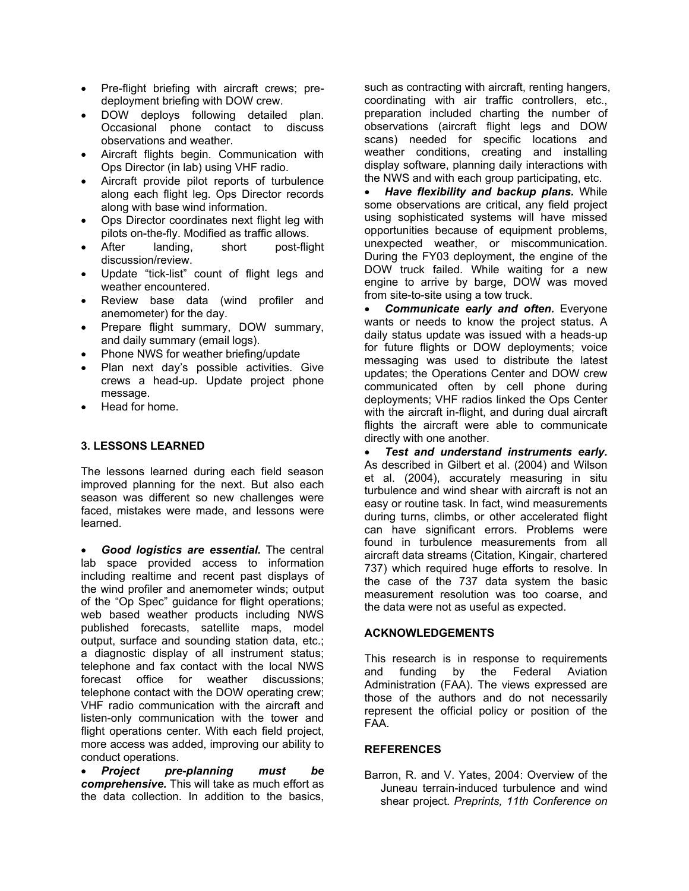- Pre-flight briefing with aircraft crews; pre-deployment briefing with DOW crew.
- DOW deploys following detailed plan. Occasional phone contact to discuss observations and weather.
- Aircraft flights begin. Communication with Ops Director (in lab) using VHF radio.
- Aircraft provide pilot reports of turbulence along each flight leg. Ops Director records along with base wind information.
- Ops Director coordinates next flight leg with pilots on-the-fly. Modified as traffic allows.
- After landing, short post-flight discussion/review.
- Update "tick-list" count of flight legs and weather encountered.
- Review base data (wind profiler and anemometer) for the day.
- Prepare flight summary, DOW summary, and daily summary (email logs).
- Phone NWS for weather briefing/update
- Plan next day's possible activities. Give crews a head-up. Update project phone message.
- Head for home.

### 3. LESSONS LEARNED

The lessons learned during each field season improved planning for the next. But also each season was different so new challenges were faced, mistakes were made, and lessons were learned.

- ***Good logistics are essential.*** The central lab space provided access to information including realtime and recent past displays of the wind profiler and anemometer winds; output of the "Op Spec" guidance for flight operations; web based weather products including NWS published forecasts, satellite maps, model output, surface and sounding station data, etc.; a diagnostic display of all instrument status; telephone and fax contact with the local NWS forecast office for weather discussions; telephone contact with the DOW operating crew; VHF radio communication with the aircraft and listen-only communication with the tower and flight operations center. With each field project, more access was added, improving our ability to conduct operations.
- ***Project pre-planning must be comprehensive.*** This will take as much effort as the data collection. In addition to the basics, such as contracting with aircraft, renting hangers, coordinating with air traffic controllers, etc., preparation included charting the number of observations (aircraft flight legs and DOW scans) needed for specific locations and weather conditions, creating and installing display software, planning daily interactions with the NWS and with each group participating, etc.
- ***Have flexibility and backup plans.*** While some observations are critical, any field project using sophisticated systems will have missed opportunities because of equipment problems, unexpected weather, or miscommunication. During the FY03 deployment, the engine of the DOW truck failed. While waiting for a new engine to arrive by barge, DOW was moved from site-to-site using a tow truck.
- ***Communicate early and often.*** Everyone wants or needs to know the project status. A daily status update was issued with a heads-up for future flights or DOW deployments; voice messaging was used to distribute the latest updates; the Operations Center and DOW crew communicated often by cell phone during deployments; VHF radios linked the Ops Center with the aircraft in-flight, and during dual aircraft flights the aircraft were able to communicate directly with one another.
- ***Test and understand instruments early.*** As described in Gilbert et al. (2004) and Wilson et al. (2004), accurately measuring in situ turbulence and wind shear with aircraft is not an easy or routine task. In fact, wind measurements during turns, climbs, or other accelerated flight can have significant errors. Problems were found in turbulence measurements from all aircraft data streams (Citation, Kingair, chartered 737) which required huge efforts to resolve. In the case of the 737 data system the basic measurement resolution was too coarse, and the data were not as useful as expected.

### ACKNOWLEDGEMENTS

This research is in response to requirements and funding by the Federal Aviation Administration (FAA). The views expressed are those of the authors and do not necessarily represent the official policy or position of the FAA.

### REFERENCES

Barron, R. and V. Yates, 2004: Overview of the Juneau terrain-induced turbulence and wind shear project. *Preprints, 11th Conference on*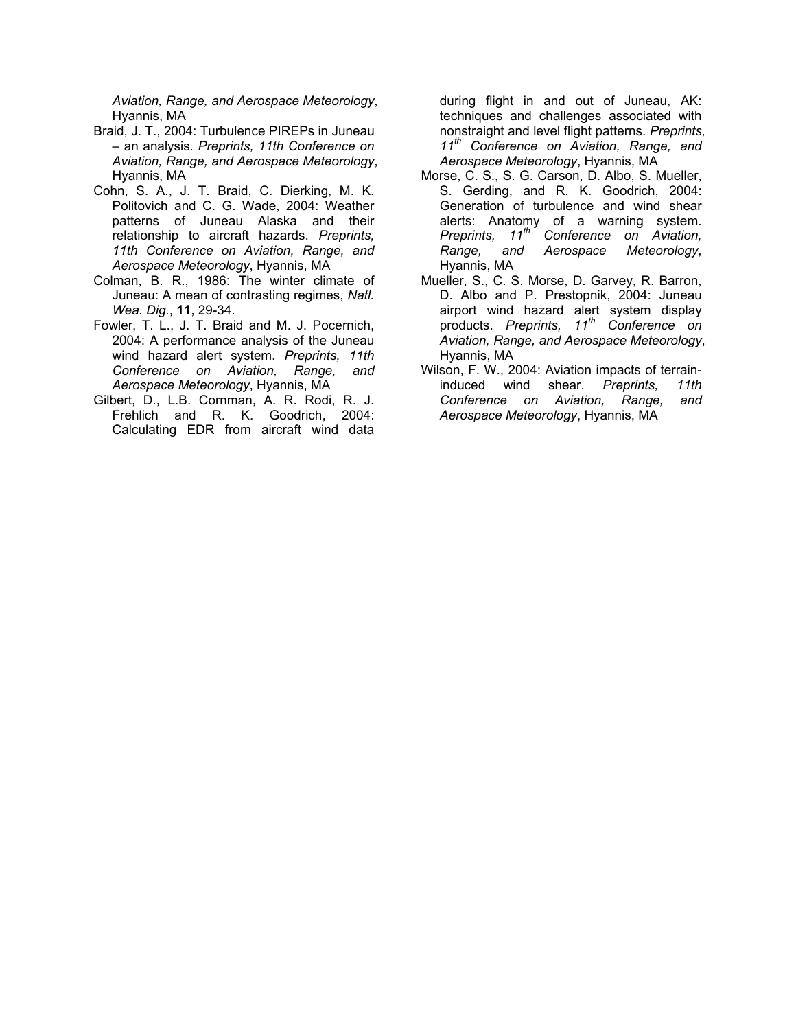*Aviation, Range, and Aerospace Meteorology*, Hyannis, MA

Braid, J. T., 2004: Turbulence PIREPs in Juneau – an analysis. *Preprints, 11th Conference on Aviation, Range, and Aerospace Meteorology*, Hyannis, MA

Cohn, S. A., J. T. Braid, C. Dierking, M. K. Politovich and C. G. Wade, 2004: Weather patterns of Juneau Alaska and their relationship to aircraft hazards. *Preprints, 11th Conference on Aviation, Range, and Aerospace Meteorology*, Hyannis, MA

Colman, B. R., 1986: The winter climate of Juneau: A mean of contrasting regimes, *Natl. Wea. Dig.*, **11**, 29-34.

Fowler, T. L., J. T. Braid and M. J. Pocernich, 2004: A performance analysis of the Juneau wind hazard alert system. *Preprints, 11th Conference on Aviation, Range, and Aerospace Meteorology*, Hyannis, MA

Gilbert, D., L.B. Cornman, A. R. Rodi, R. J. Frehlich and R. K. Goodrich, 2004: Calculating EDR from aircraft wind data during flight in and out of Juneau, AK: techniques and challenges associated with nonstraight and level flight patterns. *Preprints, 11th Conference on Aviation, Range, and Aerospace Meteorology*, Hyannis, MA

Morse, C. S., S. G. Carson, D. Albo, S. Mueller, S. Gerding, and R. K. Goodrich, 2004: Generation of turbulence and wind shear alerts: Anatomy of a warning system. *Preprints, 11th Conference on Aviation, Range, and Aerospace Meteorology*, Hyannis, MA

Mueller, S., C. S. Morse, D. Garvey, R. Barron, D. Albo and P. Prestopnik, 2004: Juneau airport wind hazard alert system display products. *Preprints, 11th Conference on Aviation, Range, and Aerospace Meteorology*, Hyannis, MA

Wilson, F. W., 2004: Aviation impacts of terrain-induced wind shear. *Preprints, 11th Conference on Aviation, Range, and Aerospace Meteorology*, Hyannis, MA